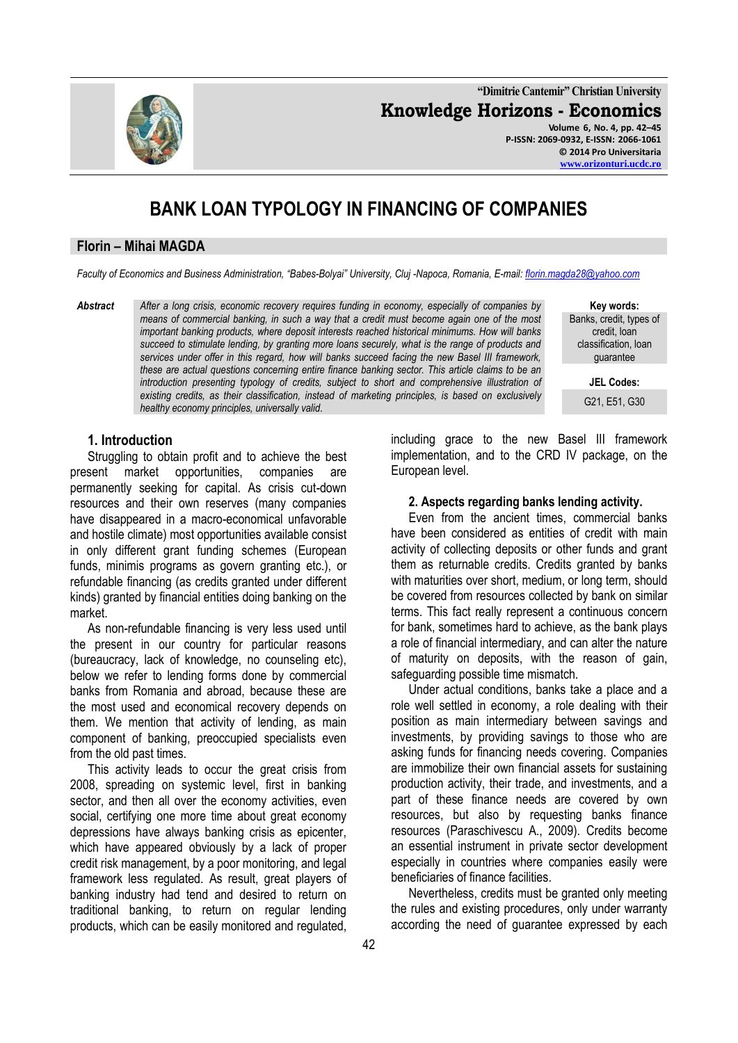# BANK LOAN TYPOLOGY IN FINANCING OF COMPANIES

## Florin – Mihai MAGDA

*Faculty of Economics and Business Administration, "Babes-Bolyai" University, Cluj -Napoca, Romania, E-mail: florin.magda28@yahoo.com*

**Abstract** *After a long crisis, economic recovery requires funding in economy, especially of companies by means of commercial banking, in such a way that a credit must become again one of the most important banking products, where deposit interests reached historical minimums. How will banks succeed to stimulate lending, by granting more loans securely, what is the range of products and services under offer in this regard, how will banks succeed facing the new Basel III framework, these are actual questions concerning entire finance banking sector. This article claims to be an introduction presenting typology of credits, subject to short and comprehensive illustration of existing credits, as their classification, instead of marketing principles, is based on exclusively healthy economy principles, universally valid.*

**Key words:** Banks, credit, types of credit, loan classification, loan guarantee

**JEL Codes:** G21, E51, G30

### 1. Introduction

Struggling to obtain profit and to achieve the best present market opportunities, companies are permanently seeking for capital. As crisis cut-down resources and their own reserves (many companies have disappeared in a macro-economical unfavorable and hostile climate) most opportunities available consist in only different grant funding schemes (European funds, minimis programs as govern granting etc.), or refundable financing (as credits granted under different kinds) granted by financial entities doing banking on the market.

As non-refundable financing is very less used until the present in our country for particular reasons (bureaucracy, lack of knowledge, no counseling etc), below we refer to lending forms done by commercial banks from Romania and abroad, because these are the most used and economical recovery depends on them. We mention that activity of lending, as main component of banking, preoccupied specialists even from the old past times.

This activity leads to occur the great crisis from 2008, spreading on systemic level, first in banking sector, and then all over the economy activities, even social, certifying one more time about great economy depressions have always banking crisis as epicenter, which have appeared obviously by a lack of proper credit risk management, by a poor monitoring, and legal framework less regulated. As result, great players of banking industry had tend and desired to return on traditional banking, to return on regular lending products, which can be easily monitored and regulated, including grace to the new Basel III framework implementation, and to the CRD IV package, on the European level.

### 2. Aspects regarding banks lending activity.

Even from the ancient times, commercial banks have been considered as entities of credit with main activity of collecting deposits or other funds and grant them as returnable credits. Credits granted by banks with maturities over short, medium, or long term, should be covered from resources collected by bank on similar terms. This fact really represent a continuous concern for bank, sometimes hard to achieve, as the bank plays a role of financial intermediary, and can alter the nature of maturity on deposits, with the reason of gain, safeguarding possible time mismatch.

Under actual conditions, banks take a place and a role well settled in economy, a role dealing with their position as main intermediary between savings and investments, by providing savings to those who are asking funds for financing needs covering. Companies are immobilize their own financial assets for sustaining production activity, their trade, and investments, and a part of these finance needs are covered by own resources, but also by requesting banks finance resources (Paraschivescu A., 2009). Credits become an essential instrument in private sector development especially in countries where companies easily were beneficiaries of finance facilities.

Nevertheless, credits must be granted only meeting the rules and existing procedures, only under warranty according the need of guarantee expressed by each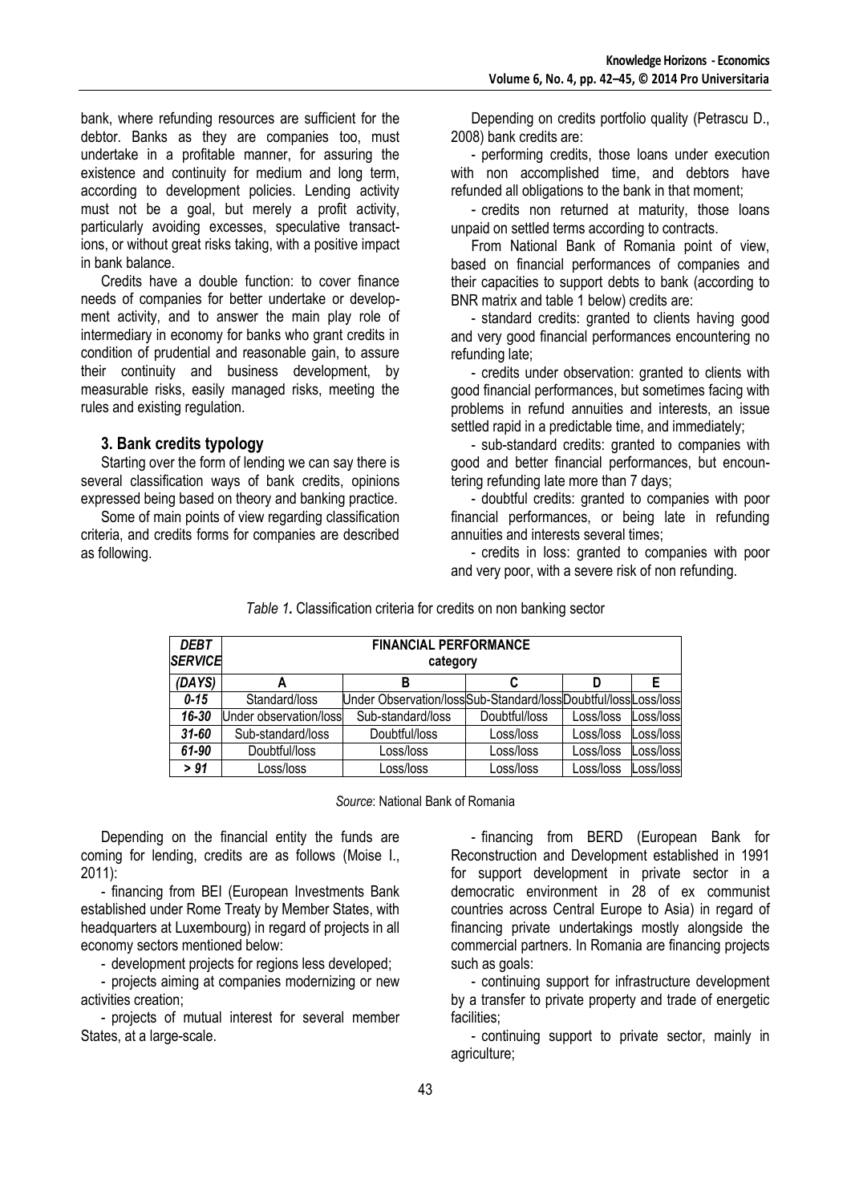bank, where refunding resources are sufficient for the debtor. Banks as they are companies too, must undertake in a profitable manner, for assuring the existence and continuity for medium and long term, according to development policies. Lending activity must not be a goal, but merely a profit activity, particularly avoiding excesses, speculative transactions, or without great risks taking, with a positive impact in bank balance.

Credits have a double function: to cover finance needs of companies for better undertake or development activity, and to answer the main play role of intermediary in economy for banks who grant credits in condition of prudential and reasonable gain, to assure their continuity and business development, by measurable risks, easily managed risks, meeting the rules and existing regulation.

## 3. Bank credits typology

Starting over the form of lending we can say there is several classification ways of bank credits, opinions expressed being based on theory and banking practice.

Some of main points of view regarding classification criteria, and credits forms for companies are described as following.

Depending on credits portfolio quality (Petrascu D., 2008) bank credits are:

- performing credits, those loans under execution with non accomplished time, and debtors have refunded all obligations to the bank in that moment;
- credits non returned at maturity, those loans unpaid on settled terms according to contracts.

From National Bank of Romania point of view, based on financial performances of companies and their capacities to support debts to bank (according to BNR matrix and table 1 below) credits are:

- standard credits: granted to clients having good and very good financial performances encountering no refunding late;
- credits under observation: granted to clients with good financial performances, but sometimes facing with problems in refund annuities and interests, an issue settled rapid in a predictable time, and immediately;
- sub-standard credits: granted to companies with good and better financial performances, but encountering refunding late more than 7 days;
- doubtful credits: granted to companies with poor financial performances, or being late in refunding annuities and interests several times;
- credits in loss: granted to companies with poor and very poor, with a severe risk of non refunding.

*Table 1.* Classification criteria for credits on non banking sector

| DEBT SERVICE | FINANCIAL PERFORMANCE category | | | | |
|---|---|---|---|---|---|
| (DAYS) | A | B | C | D | E |
| 0-15 | Standard/loss | Under Observation/loss | Sub-Standard/loss | Doubtful/loss | Loss/loss |
| 16-30 | Under observation/loss | Sub-standard/loss | Doubtful/loss | Loss/loss | Loss/loss |
| 31-60 | Sub-standard/loss | Doubtful/loss | Loss/loss | Loss/loss | Loss/loss |
| 61-90 | Doubtful/loss | Loss/loss | Loss/loss | Loss/loss | Loss/loss |
| > 91 | Loss/loss | Loss/loss | Loss/loss | Loss/loss | Loss/loss |

*Source*: National Bank of Romania

Depending on the financial entity the funds are coming for lending, credits are as follows (Moise I., 2011):

- financing from BEI (European Investments Bank established under Rome Treaty by Member States, with headquarters at Luxembourg) in regard of projects in all economy sectors mentioned below:
- development projects for regions less developed;
- projects aiming at companies modernizing or new activities creation;
- projects of mutual interest for several member States, at a large-scale.

- financing from BERD (European Bank for Reconstruction and Development established in 1991 for support development in private sector in a democratic environment in 28 of ex communist countries across Central Europe to Asia) in regard of financing private undertakings mostly alongside the commercial partners. In Romania are financing projects such as goals:
- continuing support for infrastructure development by a transfer to private property and trade of energetic facilities;
- continuing support to private sector, mainly in agriculture;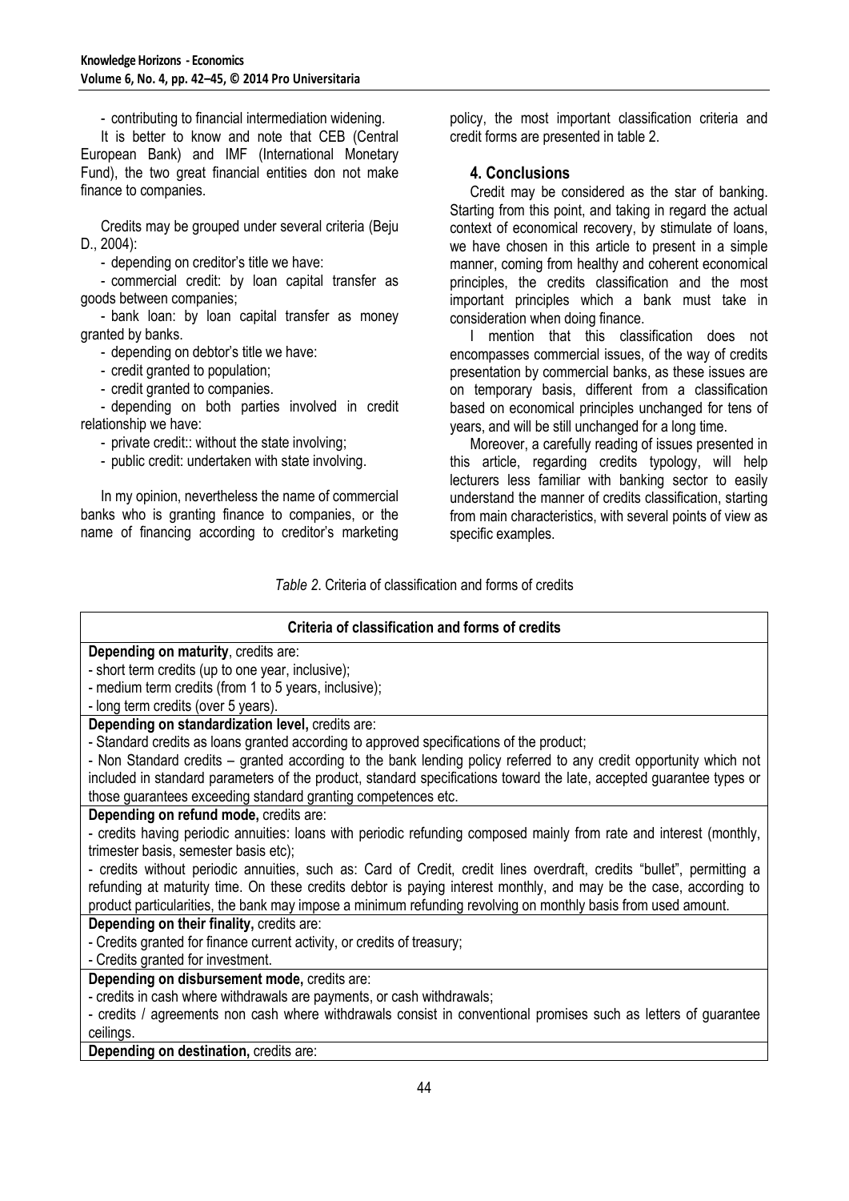- contributing to financial intermediation widening.

It is better to know and note that CEB (Central European Bank) and IMF (International Monetary Fund), the two great financial entities don not make finance to companies.

Credits may be grouped under several criteria (Beju D., 2004):

- depending on creditor's title we have:
- commercial credit: by loan capital transfer as goods between companies;
- bank loan: by loan capital transfer as money granted by banks.
- depending on debtor's title we have:
- credit granted to population;
- credit granted to companies.
- depending on both parties involved in credit relationship we have:
- private credit:: without the state involving;
- public credit: undertaken with state involving.

In my opinion, nevertheless the name of commercial banks who is granting finance to companies, or the name of financing according to creditor's marketing policy, the most important classification criteria and credit forms are presented in table 2.

## 4. Conclusions

Credit may be considered as the star of banking. Starting from this point, and taking in regard the actual context of economical recovery, by stimulate of loans, we have chosen in this article to present in a simple manner, coming from healthy and coherent economical principles, the credits classification and the most important principles which a bank must take in consideration when doing finance.

I mention that this classification does not encompasses commercial issues, of the way of credits presentation by commercial banks, as these issues are on temporary basis, different from a classification based on economical principles unchanged for tens of years, and will be still unchanged for a long time.

Moreover, a carefully reading of issues presented in this article, regarding credits typology, will help lecturers less familiar with banking sector to easily understand the manner of credits classification, starting from main characteristics, with several points of view as specific examples.

*Table 2*. Criteria of classification and forms of credits

| Criteria of classification and forms of credits |
|---|
| **Depending on maturity**, credits are:<br>- short term credits (up to one year, inclusive);<br>- medium term credits (from 1 to 5 years, inclusive);<br>- long term credits (over 5 years). |
| **Depending on standardization level,** credits are:<br>- Standard credits as loans granted according to approved specifications of the product;<br>- Non Standard credits – granted according to the bank lending policy referred to any credit opportunity which not included in standard parameters of the product, standard specifications toward the late, accepted guarantee types or those guarantees exceeding standard granting competences etc. |
| **Depending on refund mode,** credits are:<br>- credits having periodic annuities: loans with periodic refunding composed mainly from rate and interest (monthly, trimester basis, semester basis etc);<br>- credits without periodic annuities, such as: Card of Credit, credit lines overdraft, credits "bullet", permitting a refunding at maturity time. On these credits debtor is paying interest monthly, and may be the case, according to product particularities, the bank may impose a minimum refunding revolving on monthly basis from used amount. |
| **Depending on their finality,** credits are:<br>- Credits granted for finance current activity, or credits of treasury;<br>- Credits granted for investment. |
| **Depending on disbursement mode,** credits are:<br>- credits in cash where withdrawals are payments, or cash withdrawals;<br>- credits / agreements non cash where withdrawals consist in conventional promises such as letters of guarantee ceilings. |
| **Depending on destination,** credits are: |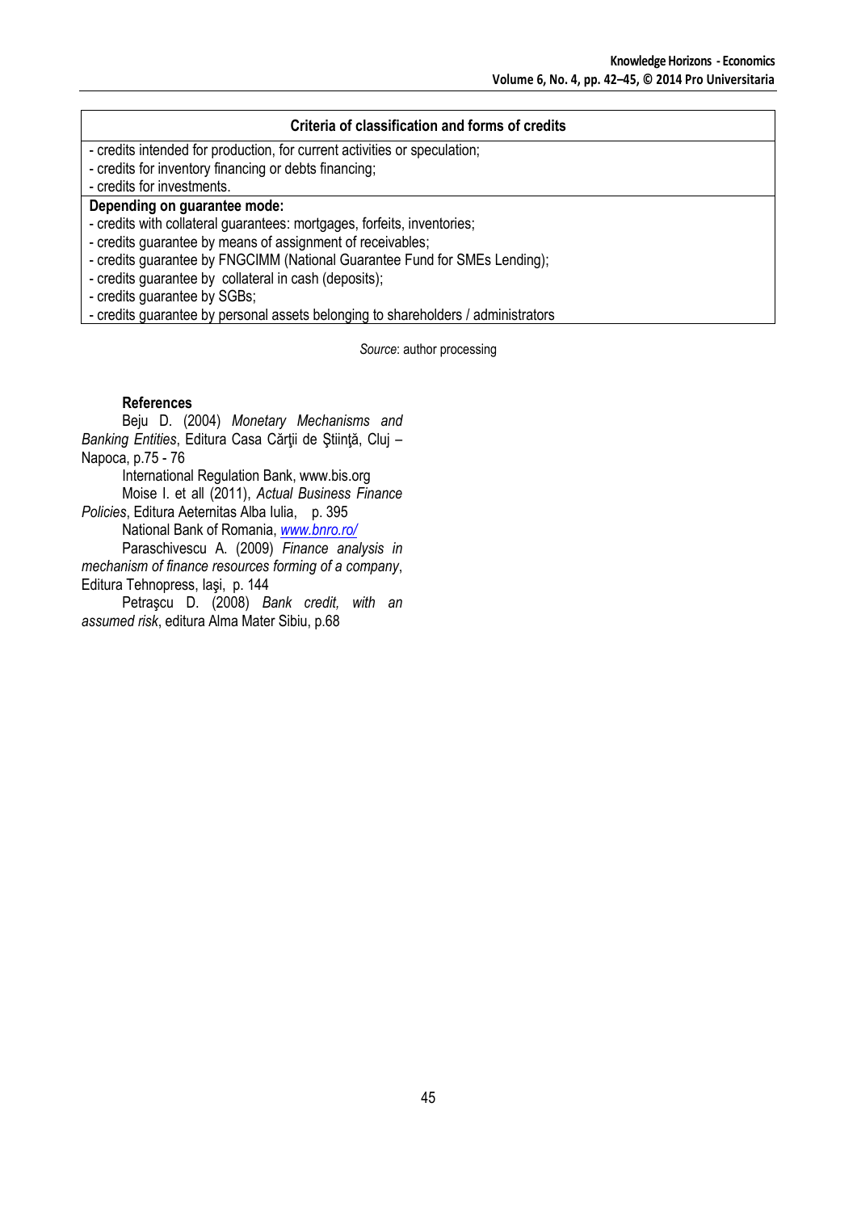| Criteria of classification and forms of credits |
| --- |
| - credits intended for production, for current activities or speculation;<br>- credits for inventory financing or debts financing;<br>- credits for investments. |
| **Depending on guarantee mode:**<br>- credits with collateral guarantees: mortgages, forfeits, inventories;<br>- credits guarantee by means of assignment of receivables;<br>- credits guarantee by FNGCIMM (National Guarantee Fund for SMEs Lending);<br>- credits guarantee by collateral in cash (deposits);<br>- credits guarantee by SGBs;<br>- credits guarantee by personal assets belonging to shareholders / administrators |

*Source*: author processing

**References**

Beju D. (2004) *Monetary Mechanisms and Banking Entities*, Editura Casa Cărţii de Ştiinţă, Cluj – Napoca, p.75 - 76

International Regulation Bank, www.bis.org

Moise I. et all (2011), *Actual Business Finance Policies*, Editura Aeternitas Alba Iulia, p. 395

National Bank of Romania, [www.bnro.ro/](www.bnro.ro/)

Paraschivescu A. (2009) *Finance analysis in mechanism of finance resources forming of a company*, Editura Tehnopress, Iaşi, p. 144

Petraşcu D. (2008) *Bank credit, with an assumed risk*, editura Alma Mater Sibiu, p.68